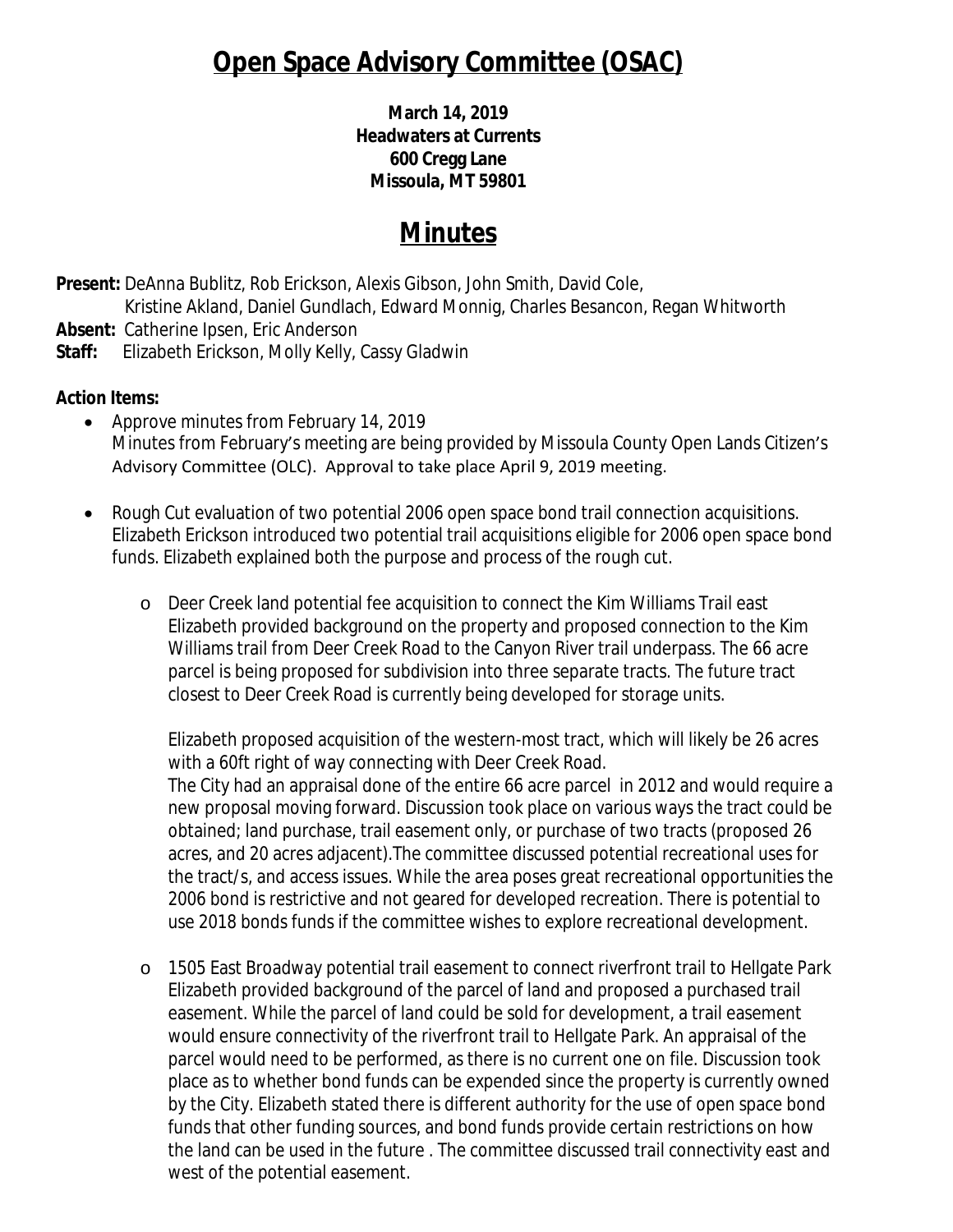# Open Space Advisory Committee (OSAC)

**March 14, 2019**
**Headwaters at Currents**
**600 Cregg Lane**
**Missoula, MT 59801**

# Minutes

**Present:** DeAnna Bublitz, Rob Erickson, Alexis Gibson, John Smith, David Cole, Kristine Akland, Daniel Gundlach, Edward Monnig, Charles Besancon, Regan Whitworth
**Absent:** Catherine Ipsen, Eric Anderson
**Staff:** Elizabeth Erickson, Molly Kelly, Cassy Gladwin

**Action Items:**

- Approve minutes from February 14, 2019
  Minutes from February's meeting are being provided by Missoula County Open Lands Citizen's Advisory Committee (OLC). Approval to take place April 9, 2019 meeting.

- Rough Cut evaluation of two potential 2006 open space bond trail connection acquisitions. Elizabeth Erickson introduced two potential trail acquisitions eligible for 2006 open space bond funds. Elizabeth explained both the purpose and process of the rough cut.

  - Deer Creek land potential fee acquisition to connect the Kim Williams Trail east
    Elizabeth provided background on the property and proposed connection to the Kim Williams trail from Deer Creek Road to the Canyon River trail underpass. The 66 acre parcel is being proposed for subdivision into three separate tracts. The future tract closest to Deer Creek Road is currently being developed for storage units.

    Elizabeth proposed acquisition of the western-most tract, which will likely be 26 acres with a 60ft right of way connecting with Deer Creek Road.
    The City had an appraisal done of the entire 66 acre parcel in 2012 and would require a new proposal moving forward. Discussion took place on various ways the tract could be obtained; land purchase, trail easement only, or purchase of two tracts (proposed 26 acres, and 20 acres adjacent).The committee discussed potential recreational uses for the tract/s, and access issues. While the area poses great recreational opportunities the 2006 bond is restrictive and not geared for developed recreation. There is potential to use 2018 bonds funds if the committee wishes to explore recreational development.

  - 1505 East Broadway potential trail easement to connect riverfront trail to Hellgate Park
    Elizabeth provided background of the parcel of land and proposed a purchased trail easement. While the parcel of land could be sold for development, a trail easement would ensure connectivity of the riverfront trail to Hellgate Park. An appraisal of the parcel would need to be performed, as there is no current one on file. Discussion took place as to whether bond funds can be expended since the property is currently owned by the City. Elizabeth stated there is different authority for the use of open space bond funds that other funding sources, and bond funds provide certain restrictions on how the land can be used in the future . The committee discussed trail connectivity east and west of the potential easement.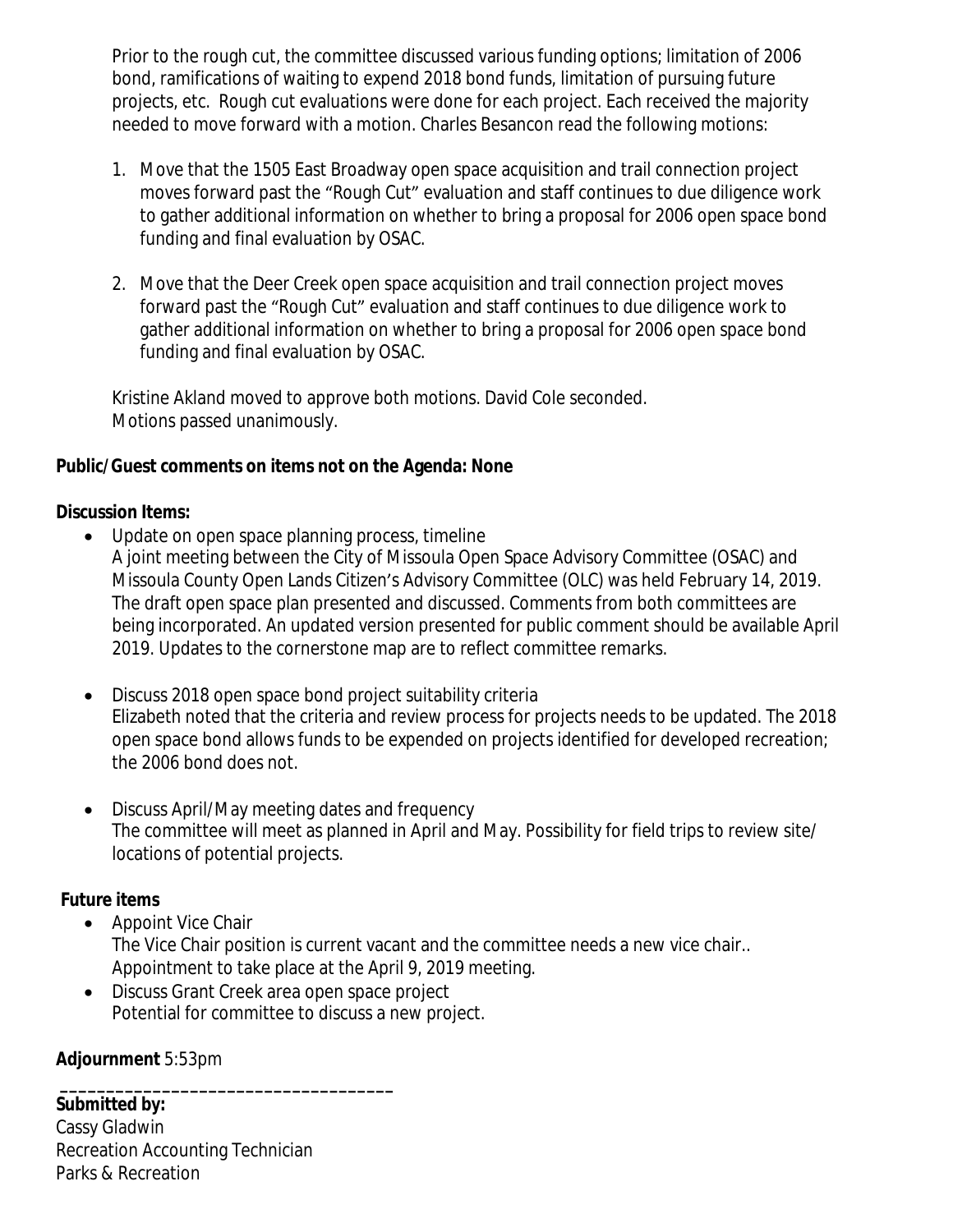Prior to the rough cut, the committee discussed various funding options; limitation of 2006 bond, ramifications of waiting to expend 2018 bond funds, limitation of pursuing future projects, etc. Rough cut evaluations were done for each project. Each received the majority needed to move forward with a motion. Charles Besancon read the following motions:

1. Move that the 1505 East Broadway open space acquisition and trail connection project moves forward past the "Rough Cut" evaluation and staff continues to due diligence work to gather additional information on whether to bring a proposal for 2006 open space bond funding and final evaluation by OSAC.

2. Move that the Deer Creek open space acquisition and trail connection project moves forward past the "Rough Cut" evaluation and staff continues to due diligence work to gather additional information on whether to bring a proposal for 2006 open space bond funding and final evaluation by OSAC.

Kristine Akland moved to approve both motions. David Cole seconded.
Motions passed unanimously.

**Public/Guest comments on items not on the Agenda: None**

**Discussion Items:**

- Update on open space planning process, timeline
  A joint meeting between the City of Missoula Open Space Advisory Committee (OSAC) and Missoula County Open Lands Citizen's Advisory Committee (OLC) was held February 14, 2019. The draft open space plan presented and discussed. Comments from both committees are being incorporated. An updated version presented for public comment should be available April 2019. Updates to the cornerstone map are to reflect committee remarks.

- Discuss 2018 open space bond project suitability criteria
  Elizabeth noted that the criteria and review process for projects needs to be updated. The 2018 open space bond allows funds to be expended on projects identified for developed recreation; the 2006 bond does not.

- Discuss April/May meeting dates and frequency
  The committee will meet as planned in April and May. Possibility for field trips to review site/ locations of potential projects.

**Future items**

- Appoint Vice Chair
  The Vice Chair position is current vacant and the committee needs a new vice chair.. Appointment to take place at the April 9, 2019 meeting.
- Discuss Grant Creek area open space project
  Potential for committee to discuss a new project.

**Adjournment** 5:53pm

___________________________________

**Submitted by:**
Cassy Gladwin
Recreation Accounting Technician
Parks & Recreation